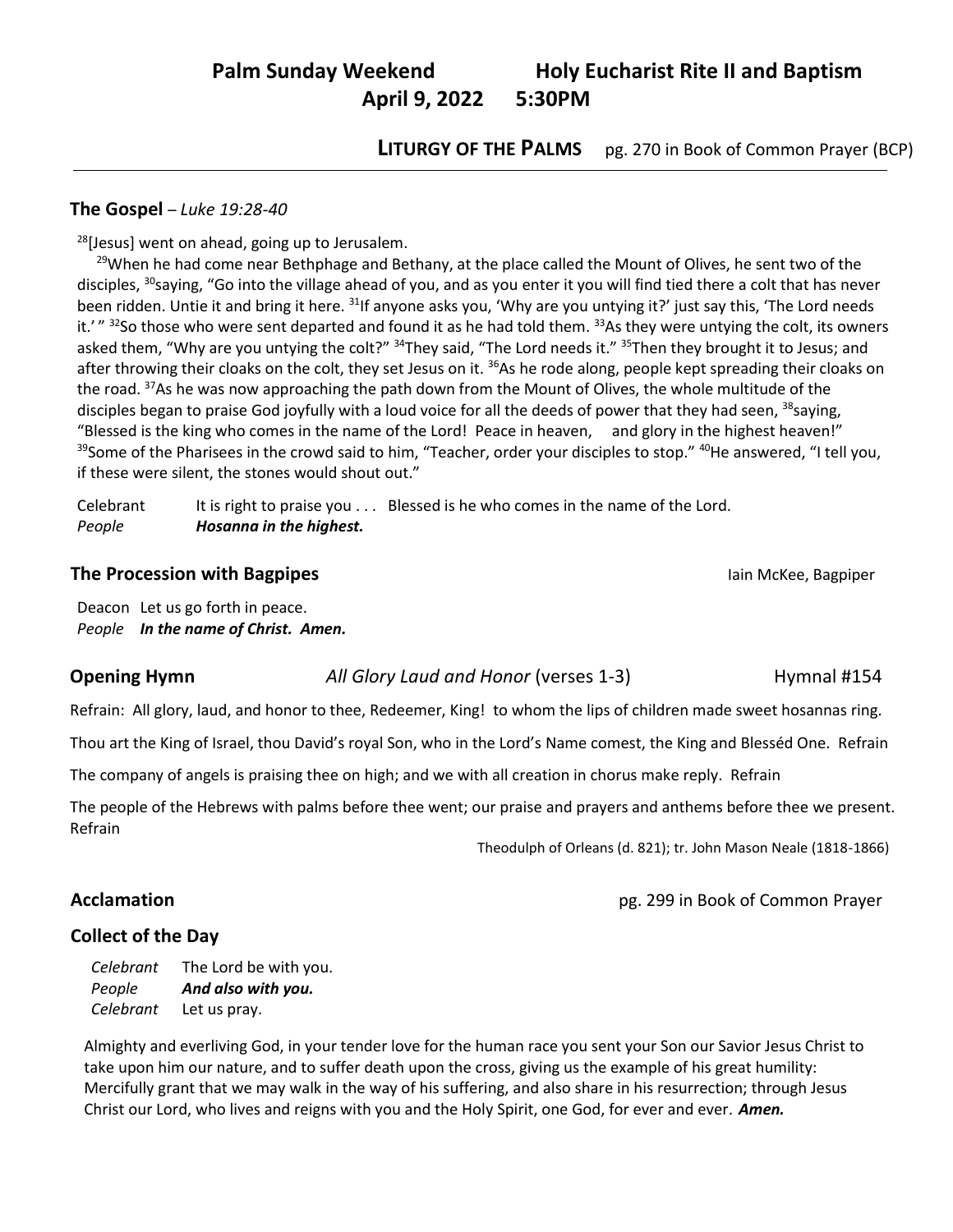**Palm Sunday Weekend** **Holy Eucharist Rite II and Baptism**
**April 9, 2022 5:30PM**

**LITURGY OF THE PALMS** pg. 270 in Book of Common Prayer (BCP)

---

## The Gospel – *Luke 19:28-40*

[28][Jesus] went on ahead, going up to Jerusalem.

[29]When he had come near Bethphage and Bethany, at the place called the Mount of Olives, he sent two of the disciples, [30]saying, "Go into the village ahead of you, and as you enter it you will find tied there a colt that has never been ridden. Untie it and bring it here. [31]If anyone asks you, 'Why are you untying it?' just say this, 'The Lord needs it.' " [32]So those who were sent departed and found it as he had told them. [33]As they were untying the colt, its owners asked them, "Why are you untying the colt?" [34]They said, "The Lord needs it." [35]Then they brought it to Jesus; and after throwing their cloaks on the colt, they set Jesus on it. [36]As he rode along, people kept spreading their cloaks on the road. [37]As he was now approaching the path down from the Mount of Olives, the whole multitude of the disciples began to praise God joyfully with a loud voice for all the deeds of power that they had seen, [38]saying, "Blessed is the king who comes in the name of the Lord! Peace in heaven, and glory in the highest heaven!" [39]Some of the Pharisees in the crowd said to him, "Teacher, order your disciples to stop." [40]He answered, "I tell you, if these were silent, the stones would shout out."

Celebrant It is right to praise you . . . Blessed is he who comes in the name of the Lord.
*People* ***Hosanna in the highest.***

## The Procession with Bagpipes

Iain McKee, Bagpiper

Deacon Let us go forth in peace.
*People* ***In the name of Christ. Amen.***

## Opening Hymn *All Glory Laud and Honor* (verses 1-3) Hymnal #154

Refrain: All glory, laud, and honor to thee, Redeemer, King! to whom the lips of children made sweet hosannas ring.

Thou art the King of Israel, thou David's royal Son, who in the Lord's Name comest, the King and Blesséd One. Refrain

The company of angels is praising thee on high; and we with all creation in chorus make reply. Refrain

The people of the Hebrews with palms before thee went; our praise and prayers and anthems before thee we present. Refrain

Theodulph of Orleans (d. 821); tr. John Mason Neale (1818-1866)

## Acclamation

pg. 299 in Book of Common Prayer

## Collect of the Day

*Celebrant* The Lord be with you.
*People* ***And also with you.***
*Celebrant* Let us pray.

Almighty and everliving God, in your tender love for the human race you sent your Son our Savior Jesus Christ to take upon him our nature, and to suffer death upon the cross, giving us the example of his great humility: Mercifully grant that we may walk in the way of his suffering, and also share in his resurrection; through Jesus Christ our Lord, who lives and reigns with you and the Holy Spirit, one God, for ever and ever. ***Amen.***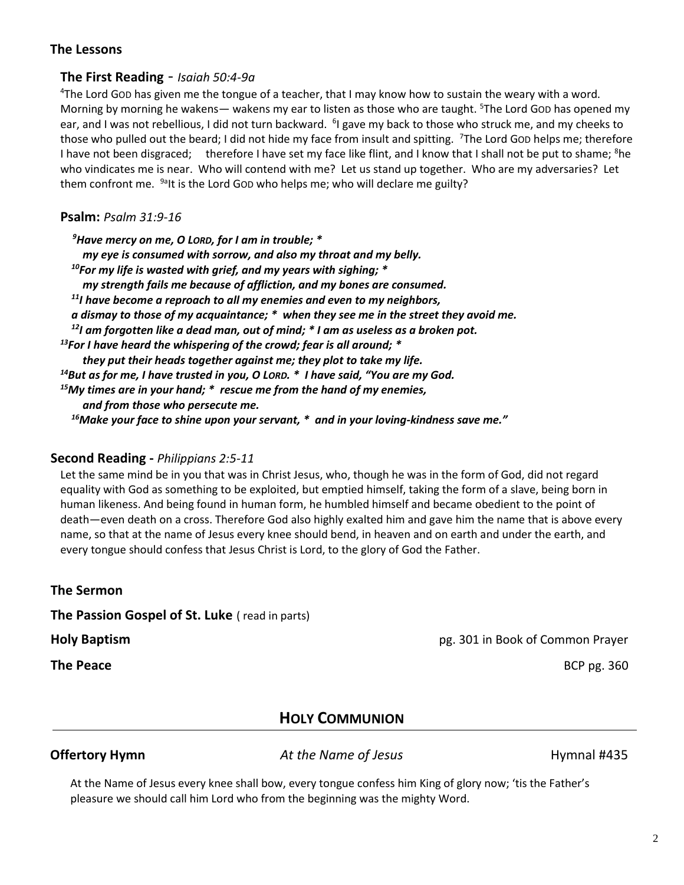## The Lessons

### The First Reading - *Isaiah 50:4-9a*

[4]The Lord GOD has given me the tongue of a teacher, that I may know how to sustain the weary with a word. Morning by morning he wakens— wakens my ear to listen as those who are taught. [5]The Lord GOD has opened my ear, and I was not rebellious, I did not turn backward. [6]I gave my back to those who struck me, and my cheeks to those who pulled out the beard; I did not hide my face from insult and spitting. [7]The Lord GOD helps me; therefore I have not been disgraced; therefore I have set my face like flint, and I know that I shall not be put to shame; [8]he who vindicates me is near. Who will contend with me? Let us stand up together. Who are my adversaries? Let them confront me. [9a]It is the Lord GOD who helps me; who will declare me guilty?

### Psalm: *Psalm 31:9-16*

***[9]Have mercy on me, O LORD, for I am in trouble; \****
***my eye is consumed with sorrow, and also my throat and my belly.***
***[10]For my life is wasted with grief, and my years with sighing; \****
***my strength fails me because of affliction, and my bones are consumed.***
***[11]I have become a reproach to all my enemies and even to my neighbors,***
***a dismay to those of my acquaintance; \* when they see me in the street they avoid me.***
***[12]I am forgotten like a dead man, out of mind; \* I am as useless as a broken pot.***
***[13]For I have heard the whispering of the crowd; fear is all around; \****
***they put their heads together against me; they plot to take my life.***
***[14]But as for me, I have trusted in you, O LORD. \* I have said, "You are my God.***
***[15]My times are in your hand; \* rescue me from the hand of my enemies,***
***and from those who persecute me.***
***[16]Make your face to shine upon your servant, \* and in your loving-kindness save me."***

### Second Reading - *Philippians 2:5-11*

Let the same mind be in you that was in Christ Jesus, who, though he was in the form of God, did not regard equality with God as something to be exploited, but emptied himself, taking the form of a slave, being born in human likeness. And being found in human form, he humbled himself and became obedient to the point of death—even death on a cross. Therefore God also highly exalted him and gave him the name that is above every name, so that at the name of Jesus every knee should bend, in heaven and on earth and under the earth, and every tongue should confess that Jesus Christ is Lord, to the glory of God the Father.

**The Sermon**

**The Passion Gospel of St. Luke** ( read in parts)

**Holy Baptism** pg. 301 in Book of Common Prayer

**The Peace** BCP pg. 360

## HOLY COMMUNION

**Offertory Hymn** *At the Name of Jesus* Hymnal #435

At the Name of Jesus every knee shall bow, every tongue confess him King of glory now; 'tis the Father's pleasure we should call him Lord who from the beginning was the mighty Word.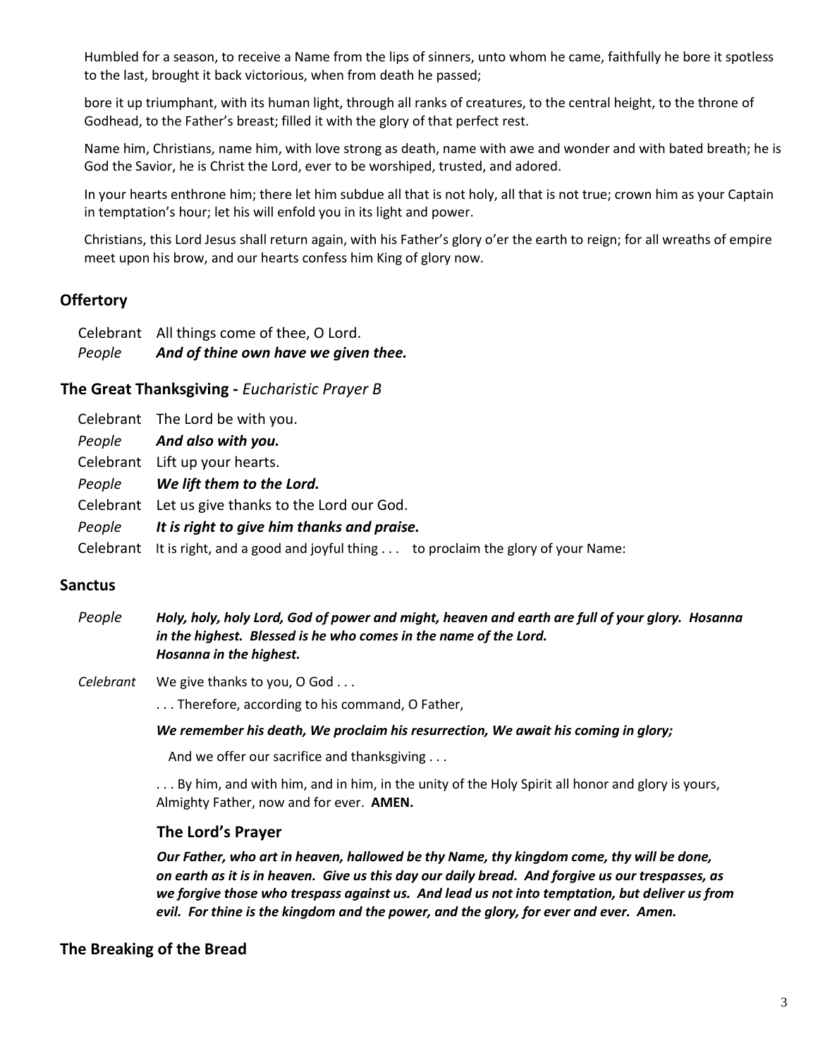Humbled for a season, to receive a Name from the lips of sinners, unto whom he came, faithfully he bore it spotless to the last, brought it back victorious, when from death he passed;

bore it up triumphant, with its human light, through all ranks of creatures, to the central height, to the throne of Godhead, to the Father's breast; filled it with the glory of that perfect rest.

Name him, Christians, name him, with love strong as death, name with awe and wonder and with bated breath; he is God the Savior, he is Christ the Lord, ever to be worshiped, trusted, and adored.

In your hearts enthrone him; there let him subdue all that is not holy, all that is not true; crown him as your Captain in temptation's hour; let his will enfold you in its light and power.

Christians, this Lord Jesus shall return again, with his Father's glory o'er the earth to reign; for all wreaths of empire meet upon his brow, and our hearts confess him King of glory now.

## Offertory

Celebrant All things come of thee, O Lord.
*People* ***And of thine own have we given thee.***

## The Great Thanksgiving - *Eucharistic Prayer B*

Celebrant The Lord be with you.
*People* ***And also with you.***
Celebrant Lift up your hearts.
*People* ***We lift them to the Lord.***
Celebrant Let us give thanks to the Lord our God.
*People* ***It is right to give him thanks and praise.***
Celebrant It is right, and a good and joyful thing . . . to proclaim the glory of your Name:

## Sanctus

*People* ***Holy, holy, holy Lord, God of power and might, heaven and earth are full of your glory. Hosanna in the highest. Blessed is he who comes in the name of the Lord. Hosanna in the highest.***

*Celebrant* We give thanks to you, O God . . .

. . . Therefore, according to his command, O Father,

***We remember his death, We proclaim his resurrection, We await his coming in glory;***

And we offer our sacrifice and thanksgiving . . .

. . . By him, and with him, and in him, in the unity of the Holy Spirit all honor and glory is yours, Almighty Father, now and for ever. **AMEN.**

### The Lord's Prayer

***Our Father, who art in heaven, hallowed be thy Name, thy kingdom come, thy will be done, on earth as it is in heaven. Give us this day our daily bread. And forgive us our trespasses, as we forgive those who trespass against us. And lead us not into temptation, but deliver us from evil. For thine is the kingdom and the power, and the glory, for ever and ever. Amen.***

## The Breaking of the Bread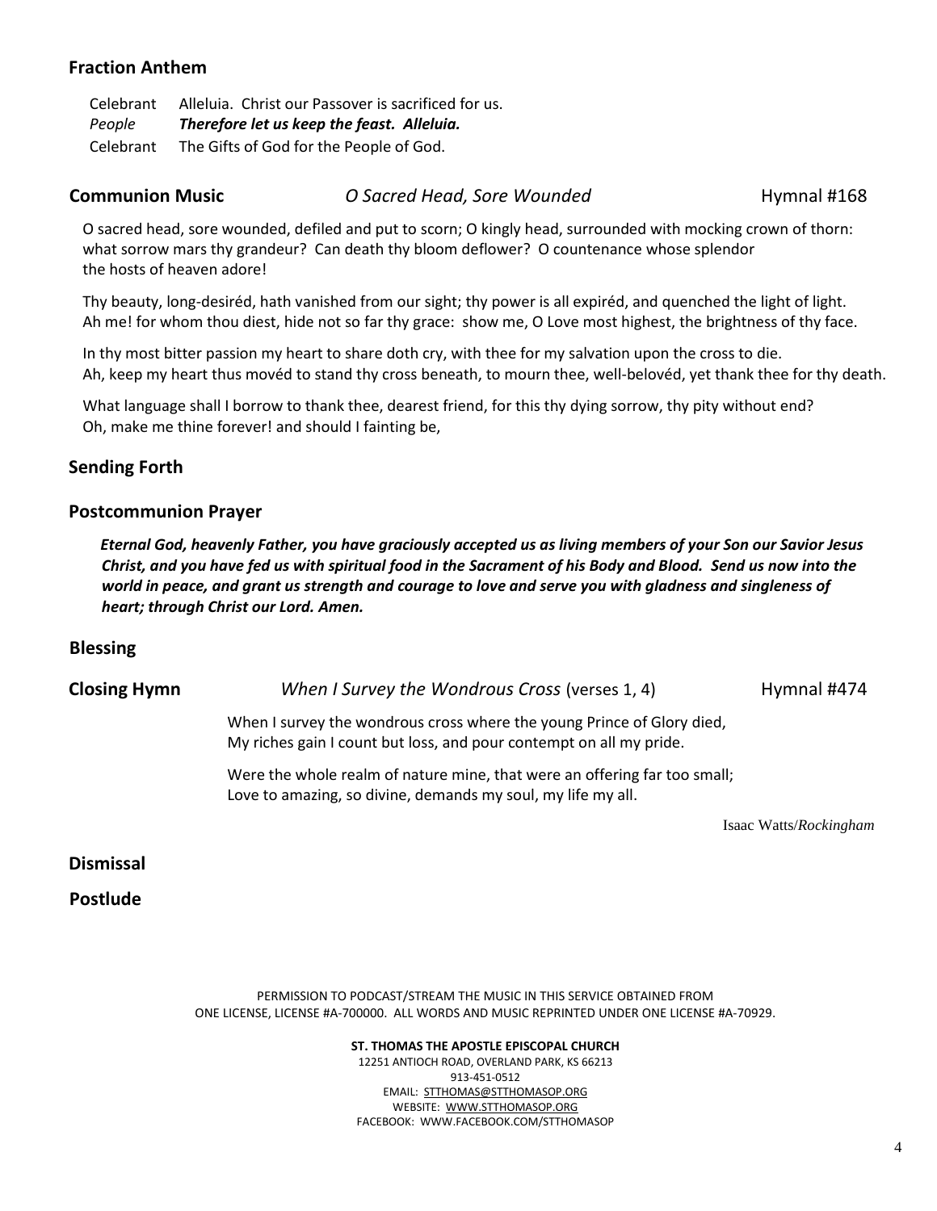## Fraction Anthem

Celebrant Alleluia. Christ our Passover is sacrificed for us.
*People* ***Therefore let us keep the feast. Alleluia.***
Celebrant The Gifts of God for the People of God.

## Communion Music *O Sacred Head, Sore Wounded* Hymnal #168

O sacred head, sore wounded, defiled and put to scorn; O kingly head, surrounded with mocking crown of thorn: what sorrow mars thy grandeur? Can death thy bloom deflower? O countenance whose splendor the hosts of heaven adore!

Thy beauty, long-desiréd, hath vanished from our sight; thy power is all expiréd, and quenched the light of light. Ah me! for whom thou diest, hide not so far thy grace: show me, O Love most highest, the brightness of thy face.

In thy most bitter passion my heart to share doth cry, with thee for my salvation upon the cross to die. Ah, keep my heart thus movéd to stand thy cross beneath, to mourn thee, well-belovéd, yet thank thee for thy death.

What language shall I borrow to thank thee, dearest friend, for this thy dying sorrow, thy pity without end? Oh, make me thine forever! and should I fainting be,

## Sending Forth

## Postcommunion Prayer

***Eternal God, heavenly Father, you have graciously accepted us as living members of your Son our Savior Jesus Christ, and you have fed us with spiritual food in the Sacrament of his Body and Blood. Send us now into the world in peace, and grant us strength and courage to love and serve you with gladness and singleness of heart; through Christ our Lord. Amen.***

## Blessing

## Closing Hymn *When I Survey the Wondrous Cross* (verses 1, 4) Hymnal #474

When I survey the wondrous cross where the young Prince of Glory died,
My riches gain I count but loss, and pour contempt on all my pride.

Were the whole realm of nature mine, that were an offering far too small;
Love to amazing, so divine, demands my soul, my life my all.

Isaac Watts/*Rockingham*

## Dismissal

## Postlude

PERMISSION TO PODCAST/STREAM THE MUSIC IN THIS SERVICE OBTAINED FROM ONE LICENSE, LICENSE #A-700000. ALL WORDS AND MUSIC REPRINTED UNDER ONE LICENSE #A-70929.

**ST. THOMAS THE APOSTLE EPISCOPAL CHURCH**
12251 ANTIOCH ROAD, OVERLAND PARK, KS 66213
913-451-0512
EMAIL: STTHOMAS@STTHOMASOP.ORG
WEBSITE: WWW.STTHOMASOP.ORG
FACEBOOK: WWW.FACEBOOK.COM/STTHOMASOP